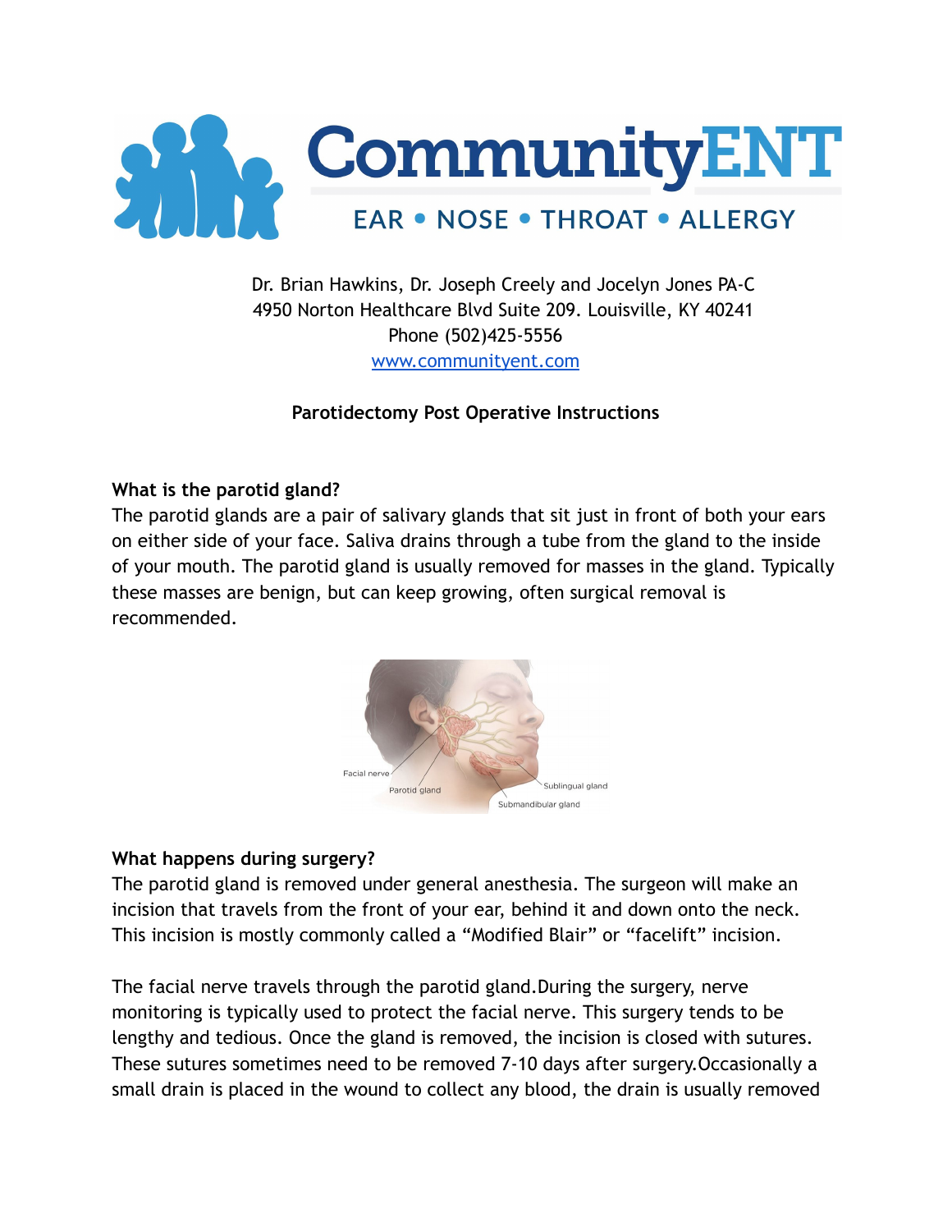# CommunityENT

EAR • NOSE • THROAT • ALLERGY

Dr. Brian Hawkins, Dr. Joseph Creely and Jocelyn Jones PA-C
4950 Norton Healthcare Blvd Suite 209. Louisville, KY 40241
Phone (502)425-5556
www.communityent.com

**Parotidectomy Post Operative Instructions**

**What is the parotid gland?**

The parotid glands are a pair of salivary glands that sit just in front of both your ears on either side of your face. Saliva drains through a tube from the gland to the inside of your mouth. The parotid gland is usually removed for masses in the gland. Typically these masses are benign, but can keep growing, often surgical removal is recommended.

Facial nerve
Parotid gland
Sublingual gland
Submandibular gland

**What happens during surgery?**

The parotid gland is removed under general anesthesia. The surgeon will make an incision that travels from the front of your ear, behind it and down onto the neck. This incision is mostly commonly called a "Modified Blair" or "facelift" incision.

The facial nerve travels through the parotid gland.During the surgery, nerve monitoring is typically used to protect the facial nerve. This surgery tends to be lengthy and tedious. Once the gland is removed, the incision is closed with sutures. These sutures sometimes need to be removed 7-10 days after surgery.Occasionally a small drain is placed in the wound to collect any blood, the drain is usually removed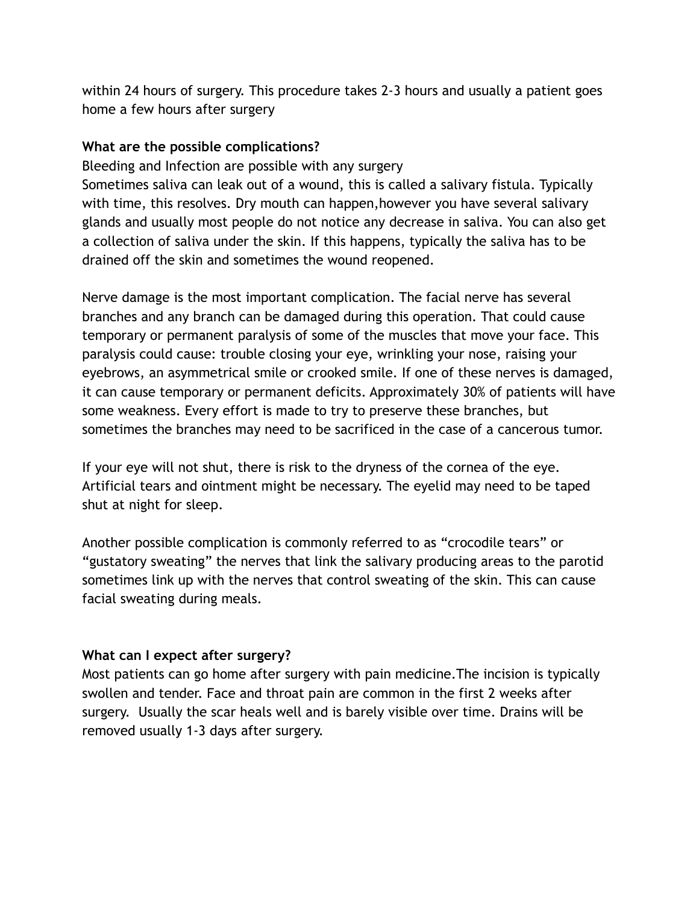within 24 hours of surgery. This procedure takes 2-3 hours and usually a patient goes home a few hours after surgery

**What are the possible complications?**

Bleeding and Infection are possible with any surgery
Sometimes saliva can leak out of a wound, this is called a salivary fistula. Typically with time, this resolves. Dry mouth can happen,however you have several salivary glands and usually most people do not notice any decrease in saliva. You can also get a collection of saliva under the skin. If this happens, typically the saliva has to be drained off the skin and sometimes the wound reopened.

Nerve damage is the most important complication. The facial nerve has several branches and any branch can be damaged during this operation. That could cause temporary or permanent paralysis of some of the muscles that move your face. This paralysis could cause: trouble closing your eye, wrinkling your nose, raising your eyebrows, an asymmetrical smile or crooked smile. If one of these nerves is damaged, it can cause temporary or permanent deficits. Approximately 30% of patients will have some weakness. Every effort is made to try to preserve these branches, but sometimes the branches may need to be sacrificed in the case of a cancerous tumor.

If your eye will not shut, there is risk to the dryness of the cornea of the eye. Artificial tears and ointment might be necessary. The eyelid may need to be taped shut at night for sleep.

Another possible complication is commonly referred to as "crocodile tears" or "gustatory sweating" the nerves that link the salivary producing areas to the parotid sometimes link up with the nerves that control sweating of the skin. This can cause facial sweating during meals.

**What can I expect after surgery?**

Most patients can go home after surgery with pain medicine.The incision is typically swollen and tender. Face and throat pain are common in the first 2 weeks after surgery. Usually the scar heals well and is barely visible over time. Drains will be removed usually 1-3 days after surgery.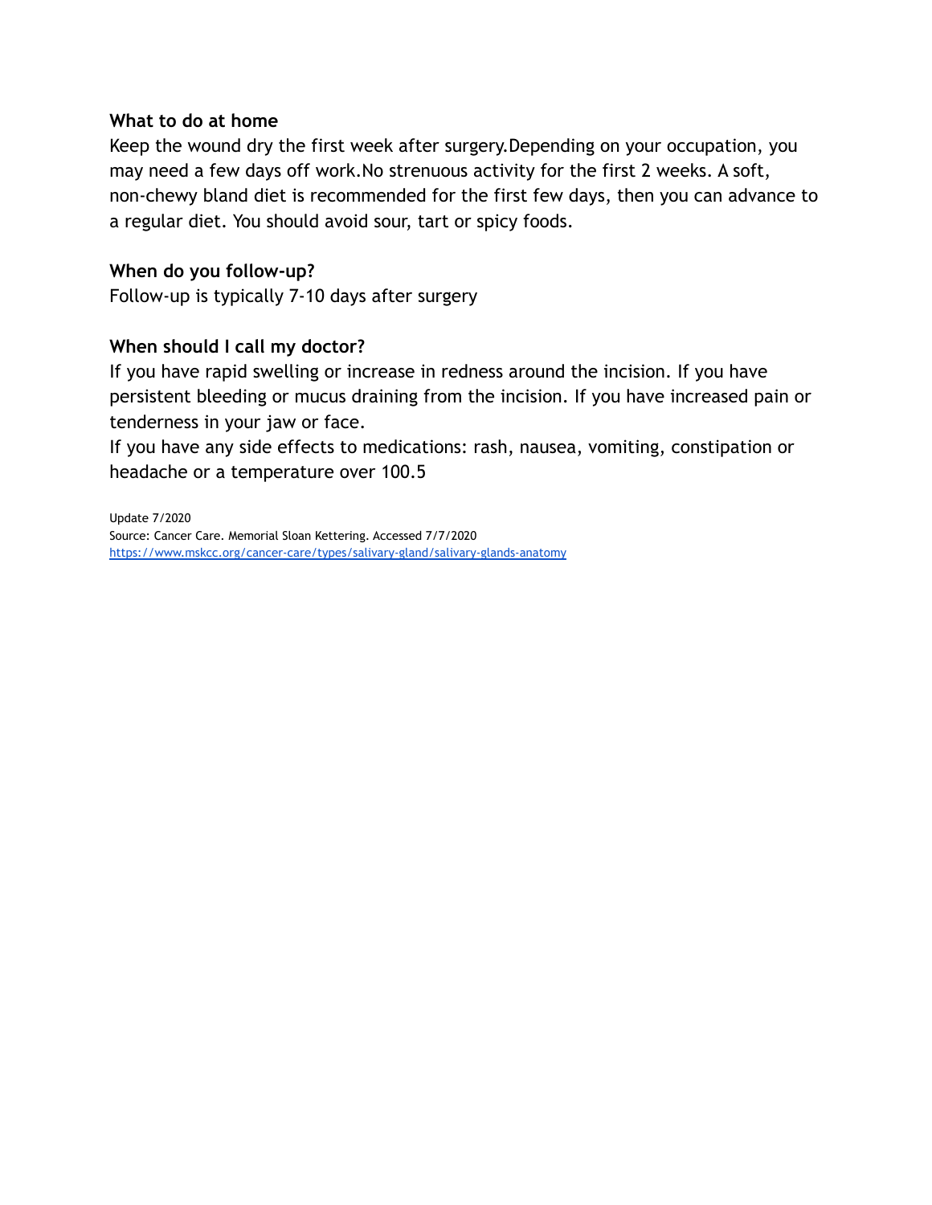**What to do at home**

Keep the wound dry the first week after surgery.Depending on your occupation, you may need a few days off work.No strenuous activity for the first 2 weeks. A soft, non-chewy bland diet is recommended for the first few days, then you can advance to a regular diet. You should avoid sour, tart or spicy foods.

**When do you follow-up?**

Follow-up is typically 7-10 days after surgery

**When should I call my doctor?**

If you have rapid swelling or increase in redness around the incision. If you have persistent bleeding or mucus draining from the incision. If you have increased pain or tenderness in your jaw or face.

If you have any side effects to medications: rash, nausea, vomiting, constipation or headache or a temperature over 100.5

Update 7/2020
Source: Cancer Care. Memorial Sloan Kettering. Accessed 7/7/2020
[https://www.mskcc.org/cancer-care/types/salivary-gland/salivary-glands-anatomy](https://www.mskcc.org/cancer-care/types/salivary-gland/salivary-glands-anatomy)